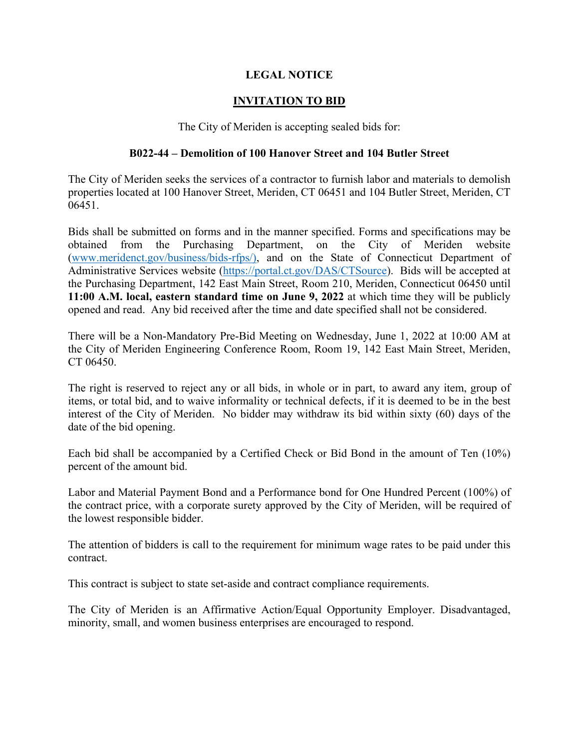# LEGAL NOTICE

## INVITATION TO BID

The City of Meriden is accepting sealed bids for:

**B022-44 – Demolition of 100 Hanover Street and 104 Butler Street**

The City of Meriden seeks the services of a contractor to furnish labor and materials to demolish properties located at 100 Hanover Street, Meriden, CT 06451 and 104 Butler Street, Meriden, CT 06451.

Bids shall be submitted on forms and in the manner specified. Forms and specifications may be obtained from the Purchasing Department, on the City of Meriden website (www.meridenct.gov/business/bids-rfps/), and on the State of Connecticut Department of Administrative Services website (https://portal.ct.gov/DAS/CTSource). Bids will be accepted at the Purchasing Department, 142 East Main Street, Room 210, Meriden, Connecticut 06450 until **11:00 A.M. local, eastern standard time on June 9, 2022** at which time they will be publicly opened and read. Any bid received after the time and date specified shall not be considered.

There will be a Non-Mandatory Pre-Bid Meeting on Wednesday, June 1, 2022 at 10:00 AM at the City of Meriden Engineering Conference Room, Room 19, 142 East Main Street, Meriden, CT 06450.

The right is reserved to reject any or all bids, in whole or in part, to award any item, group of items, or total bid, and to waive informality or technical defects, if it is deemed to be in the best interest of the City of Meriden. No bidder may withdraw its bid within sixty (60) days of the date of the bid opening.

Each bid shall be accompanied by a Certified Check or Bid Bond in the amount of Ten (10%) percent of the amount bid.

Labor and Material Payment Bond and a Performance bond for One Hundred Percent (100%) of the contract price, with a corporate surety approved by the City of Meriden, will be required of the lowest responsible bidder.

The attention of bidders is call to the requirement for minimum wage rates to be paid under this contract.

This contract is subject to state set-aside and contract compliance requirements.

The City of Meriden is an Affirmative Action/Equal Opportunity Employer. Disadvantaged, minority, small, and women business enterprises are encouraged to respond.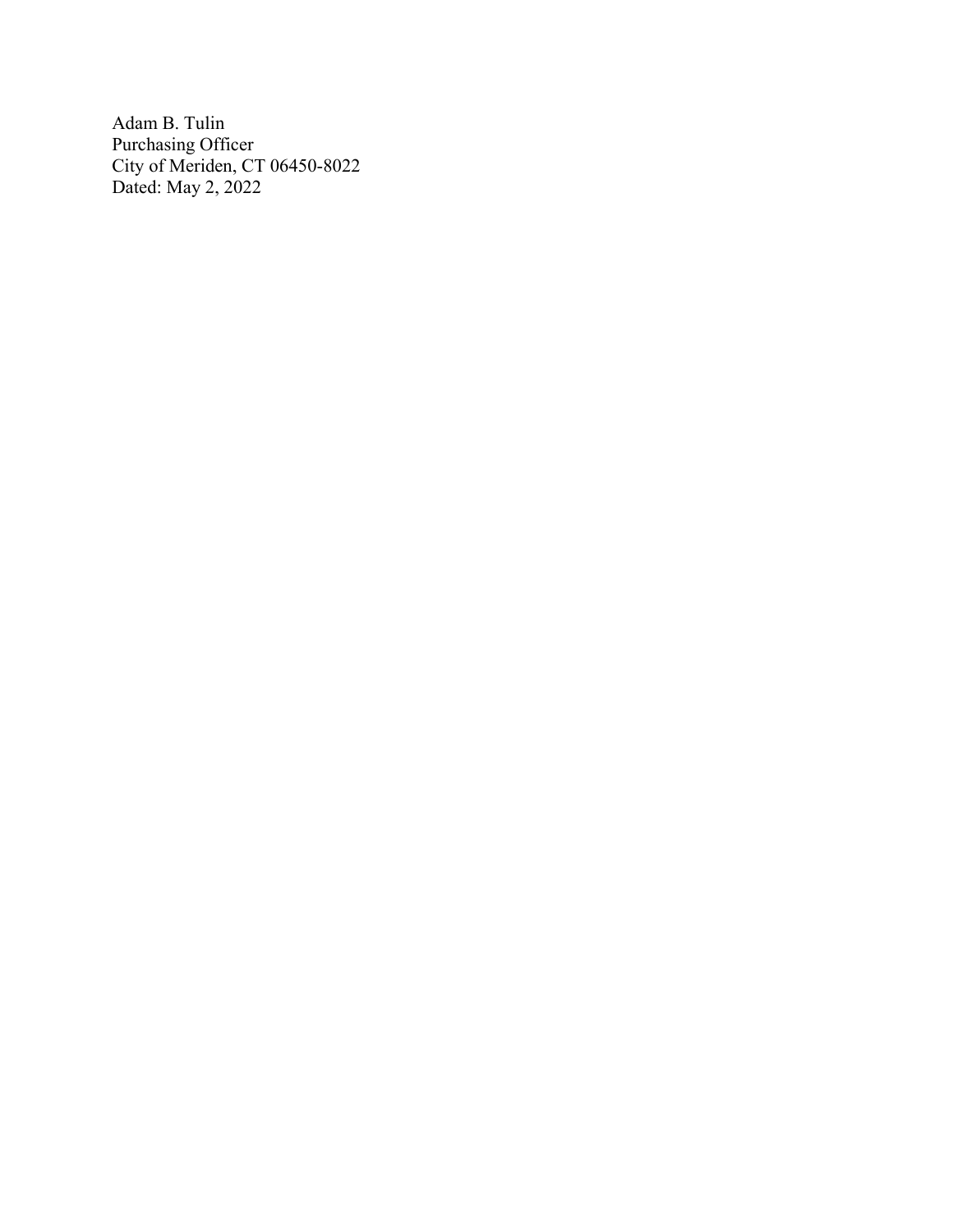Adam B. Tulin
Purchasing Officer
City of Meriden, CT 06450-8022
Dated: May 2, 2022